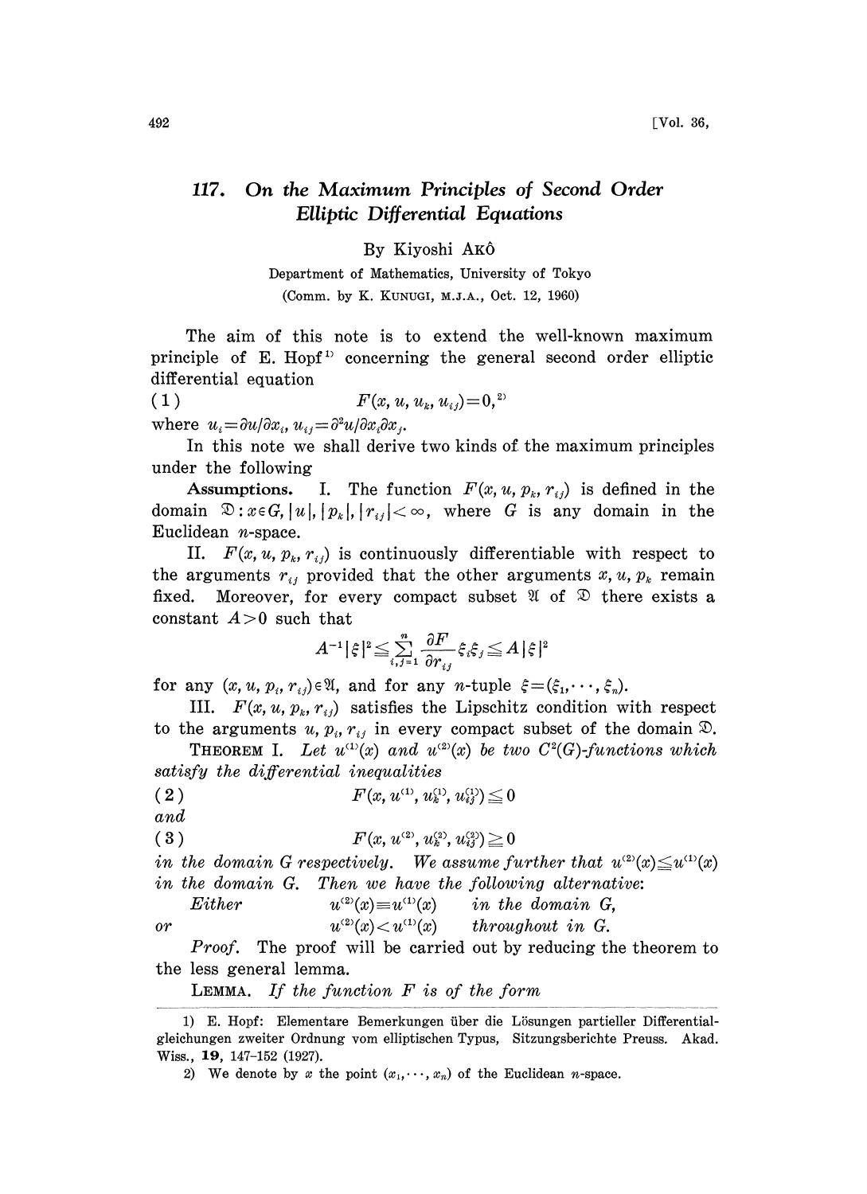# 117. On the Maximum Principles of Second Order Elliptic Differential Equations

By Kiyoshi AKÔ

Department of Mathematics, University of Tokyo

(Comm. by K. KUNUGI, M.J.A., Oct. 12, 1960)

The aim of this note is to extend the well-known maximum principle of E. Hopf[1] concerning the general second order elliptic differential equation

$$(1) \qquad F(x, u, u_k, u_{ij})=0,^{2)}$$

where $u_i=\partial u/\partial x_i$, $u_{ij}=\partial^2 u/\partial x_i \partial x_j$.

In this note we shall derive two kinds of the maximum principles under the following

**Assumptions.** I. The function $F(x, u, p_k, r_{ij})$ is defined in the domain $\mathfrak{D}: x \in G, |u|, |p_k|, |r_{ij}| < \infty$, where $G$ is any domain in the Euclidean $n$-space.

II. $F(x, u, p_k, r_{ij})$ is continuously differentiable with respect to the arguments $r_{ij}$ provided that the other arguments $x, u, p_k$ remain fixed. Moreover, for every compact subset $\mathfrak{A}$ of $\mathfrak{D}$ there exists a constant $A>0$ such that

$$A^{-1}|\xi|^2 \leqq \sum_{i,j=1}^{n} \frac{\partial F}{\partial r_{ij}} \xi_i \xi_j \leqq A|\xi|^2$$

for any $(x, u, p_i, r_{ij}) \in \mathfrak{A}$, and for any $n$-tuple $\xi=(\xi_1, \cdots, \xi_n)$.

III. $F(x, u, p_k, r_{ij})$ satisfies the Lipschitz condition with respect to the arguments $u, p_i, r_{ij}$ in every compact subset of the domain $\mathfrak{D}$.

THEOREM I. *Let $u^{(1)}(x)$ and $u^{(2)}(x)$ be two $C^2(G)$-functions which satisfy the differential inequalities*

$$(2) \qquad F(x, u^{(1)}, u_k^{(1)}, u_{ij}^{(1)}) \leqq 0$$

*and*

$$(3) \qquad F(x, u^{(2)}, u_k^{(2)}, u_{ij}^{(2)}) \geqq 0$$

*in the domain $G$ respectively. We assume further that $u^{(2)}(x) \leqq u^{(1)}(x)$ in the domain $G$. Then we have the following alternative:*

*Either* $\qquad u^{(2)}(x) \equiv u^{(1)}(x) \qquad$ *in the domain $G$,*

*or* $\qquad u^{(2)}(x) < u^{(1)}(x) \qquad$ *throughout in $G$.*

*Proof.* The proof will be carried out by reducing the theorem to the less general lemma.

LEMMA. *If the function $F$ is of the form*

---

1) E. Hopf: Elementare Bemerkungen über die Lösungen partieller Differentialgleichungen zweiter Ordnung vom elliptischen Typus, Sitzungsberichte Preuss. Akad. Wiss., **19**, 147-152 (1927).

2) We denote by $x$ the point $(x_1, \cdots, x_n)$ of the Euclidean $n$-space.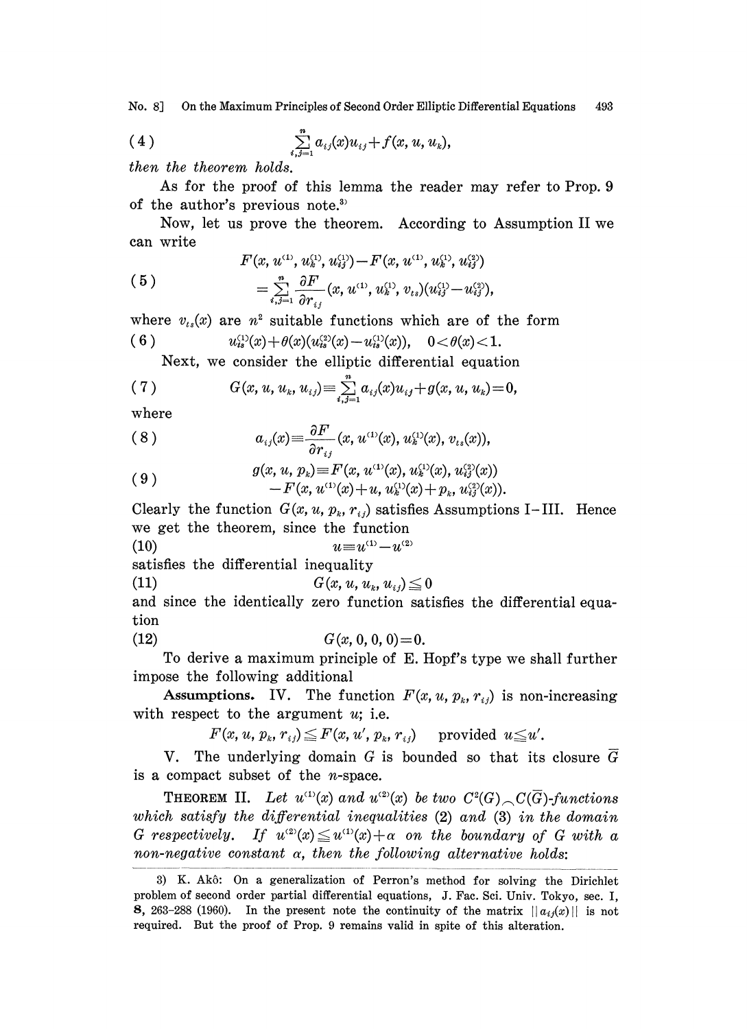$$(4) \qquad \sum_{i,j=1}^{n} a_{ij}(x)u_{ij} + f(x, u, u_k),$$

*then the theorem holds.*

As for the proof of this lemma the reader may refer to Prop. 9 of the author's previous note.[3]

Now, let us prove the theorem. According to Assumption II we can write

$$(5) \qquad \begin{aligned} &F(x, u^{(1)}, u_k^{(1)}, u_{ij}^{(1)}) - F(x, u^{(1)}, u_k^{(1)}, u_{ij}^{(2)}) \\ &= \sum_{i,j=1}^{n} \frac{\partial F}{\partial r_{ij}}(x, u^{(1)}, u_k^{(1)}, v_{ts})(u_{ij}^{(1)} - u_{ij}^{(2)}), \end{aligned}$$

where $v_{ts}(x)$ are $n^2$ suitable functions which are of the form

$$(6) \qquad u_{ts}^{(1)}(x) + \theta(x)(u_{ts}^{(2)}(x) - u_{ts}^{(1)}(x)), \quad 0 < \theta(x) < 1.$$

Next, we consider the elliptic differential equation

$$(7) \qquad G(x, u, u_k, u_{ij}) \equiv \sum_{i,j=1}^{n} a_{ij}(x)u_{ij} + g(x, u, u_k) = 0,$$

where

$$(8) \qquad a_{ij}(x) \equiv \frac{\partial F}{\partial r_{ij}}(x, u^{(1)}(x), u_k^{(1)}(x), v_{ts}(x)),$$

$$(9) \qquad \begin{aligned} g(x, u, p_k) \equiv\, &F(x, u^{(1)}(x), u_k^{(1)}(x), u_{ij}^{(2)}(x)) \\ &- F(x, u^{(1)}(x) + u, u_k^{(1)}(x) + p_k, u_{ij}^{(2)}(x)). \end{aligned}$$

Clearly the function $G(x, u, p_k, r_{ij})$ satisfies Assumptions I–III. Hence we get the theorem, since the function

$$(10) \qquad u \equiv u^{(1)} - u^{(2)}$$

satisfies the differential inequality

$$(11) \qquad G(x, u, u_k, u_{ij}) \leqq 0$$

and since the identically zero function satisfies the differential equation

$$(12) \qquad G(x, 0, 0, 0) = 0.$$

To derive a maximum principle of E. Hopf's type we shall further impose the following additional

**Assumptions.** IV. The function $F(x, u, p_k, r_{ij})$ is non-increasing with respect to the argument $u$; i.e.

$$F(x, u, p_k, r_{ij}) \leqq F(x, u', p_k, r_{ij}) \quad \text{provided } u \leqq u'.$$

V. The underlying domain $G$ is bounded so that its closure $\overline{G}$ is a compact subset of the $n$-space.

THEOREM II. *Let $u^{(1)}(x)$ and $u^{(2)}(x)$ be two $C^2(G) \frown C(\overline{G})$-functions which satisfy the differential inequalities (2) and (3) in the domain $G$ respectively. If $u^{(2)}(x) \leqq u^{(1)}(x) + \alpha$ on the boundary of $G$ with a non-negative constant $\alpha$, then the following alternative holds:*

---

3) K. Akô: On a generalization of Perron's method for solving the Dirichlet problem of second order partial differential equations, J. Fac. Sci. Univ. Tokyo, sec. I, **8**, 263–288 (1960). In the present note the continuity of the matrix $\|a_{ij}(x)\|$ is not required. But the proof of Prop. 9 remains valid in spite of this alteration.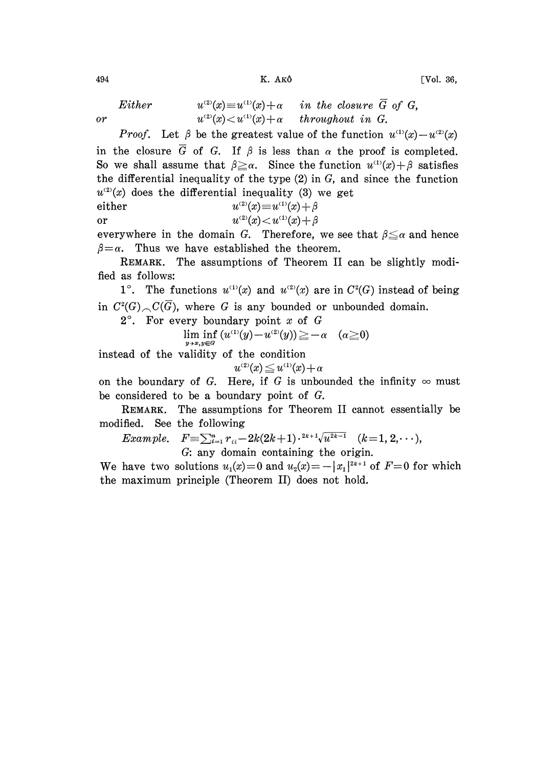*Either* $u^{(2)}(x) \equiv u^{(1)}(x) + \alpha$ *in the closure $\bar{G}$ of $G$,*
or $u^{(2)}(x) < u^{(1)}(x) + \alpha$ *throughout in $G$.*

*Proof.* Let $\beta$ be the greatest value of the function $u^{(1)}(x) - u^{(2)}(x)$ in the closure $\bar{G}$ of $G$. If $\beta$ is less than $\alpha$ the proof is completed. So we shall assume that $\beta \geqq \alpha$. Since the function $u^{(1)}(x) + \beta$ satisfies the differential inequality of the type (2) in $G$, and since the function $u^{(2)}(x)$ does the differential inequality (3) we get

either $$u^{(2)}(x) \equiv u^{(1)}(x) + \beta$$
or $$u^{(2)}(x) < u^{(1)}(x) + \beta$$

everywhere in the domain $G$. Therefore, we see that $\beta \leqq \alpha$ and hence $\beta = \alpha$. Thus we have established the theorem.

REMARK. The assumptions of Theorem II can be slightly modified as follows:

1°. The functions $u^{(1)}(x)$ and $u^{(2)}(x)$ are in $C^2(G)$ instead of being in $C^2(G) \frown C(\bar{G})$, where $G$ is any bounded or unbounded domain.

2°. For every boundary point $x$ of $G$

$$\liminf_{y \to x, y \in G} (u^{(1)}(y) - u^{(2)}(y)) \geqq -\alpha \quad (\alpha \geqq 0)$$

instead of the validity of the condition

$$u^{(2)}(x) \leqq u^{(1)}(x) + \alpha$$

on the boundary of $G$. Here, if $G$ is unbounded the infinity $\infty$ must be considered to be a boundary point of $G$.

REMARK. The assumptions for Theorem II cannot essentially be modified. See the following

*Example.* $F \equiv \sum_{i=1}^{n} r_{ii} - 2k(2k+1) \cdot \sqrt[2k+1]{u^{2k-1}} \quad (k = 1, 2, \cdots),$

$G$: any domain containing the origin.

We have two solutions $u_1(x) = 0$ and $u_2(x) = -|x_1|^{2k+1}$ of $F = 0$ for which the maximum principle (Theorem II) does not hold.